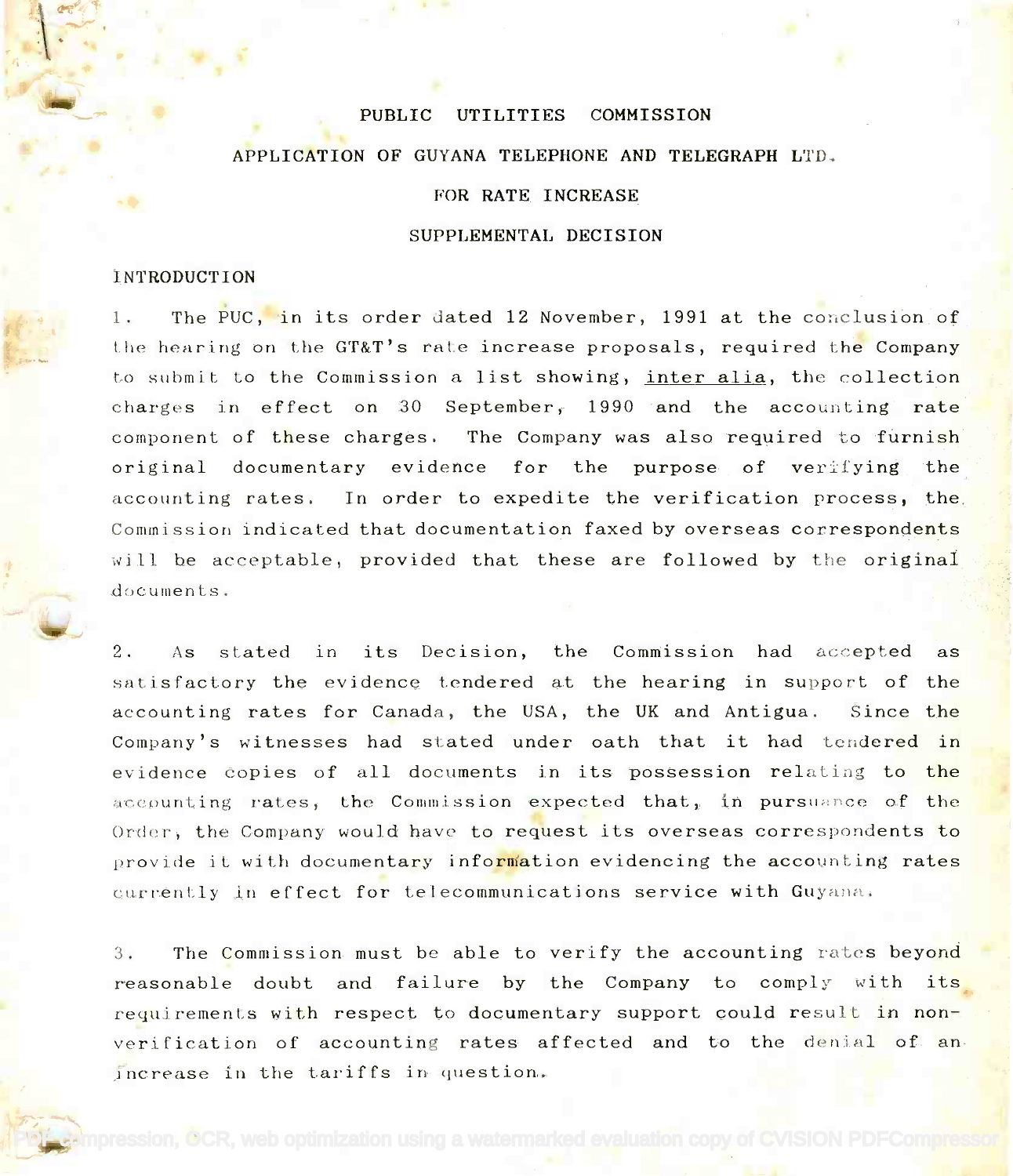# PUBLIC UTILITIES COMMISSION

## APPLICATION OF GUYANA TELEPHONE AND TELEGRAPH LTD.

## FOR RATE INCREASE

## SUPPLEMENTAL DECISION

### INTRODUCTION

1. The PUC, in its order dated 12 November, 1991 at the conclusion of the hearing on the GT&T's rate increase proposals, required the Company to submit to the Commission a list showing, <u>inter alia</u>, the collection charges in effect on 30 September, 1990 and the accounting rate component of these charges. The Company was also required to furnish original documentary evidence for the purpose of verifying the accounting rates. In order to expedite the verification process, the Commission indicated that documentation faxed by overseas correspondents will be acceptable, provided that these are followed by the original documents.

2. As stated in its Decision, the Commission had accepted as satisfactory the evidence tendered at the hearing in support of the accounting rates for Canada, the USA, the UK and Antigua. Since the Company's witnesses had stated under oath that it had tendered in evidence copies of all documents in its possession relating to the accounting rates, the Commission expected that, in pursuance of the Order, the Company would have to request its overseas correspondents to provide it with documentary information evidencing the accounting rates currently in effect for telecommunications service with Guyana.

3. The Commission must be able to verify the accounting rates beyond reasonable doubt and failure by the Company to comply with its requirements with respect to documentary support could result in non-verification of accounting rates affected and to the denial of an increase in the tariffs in question.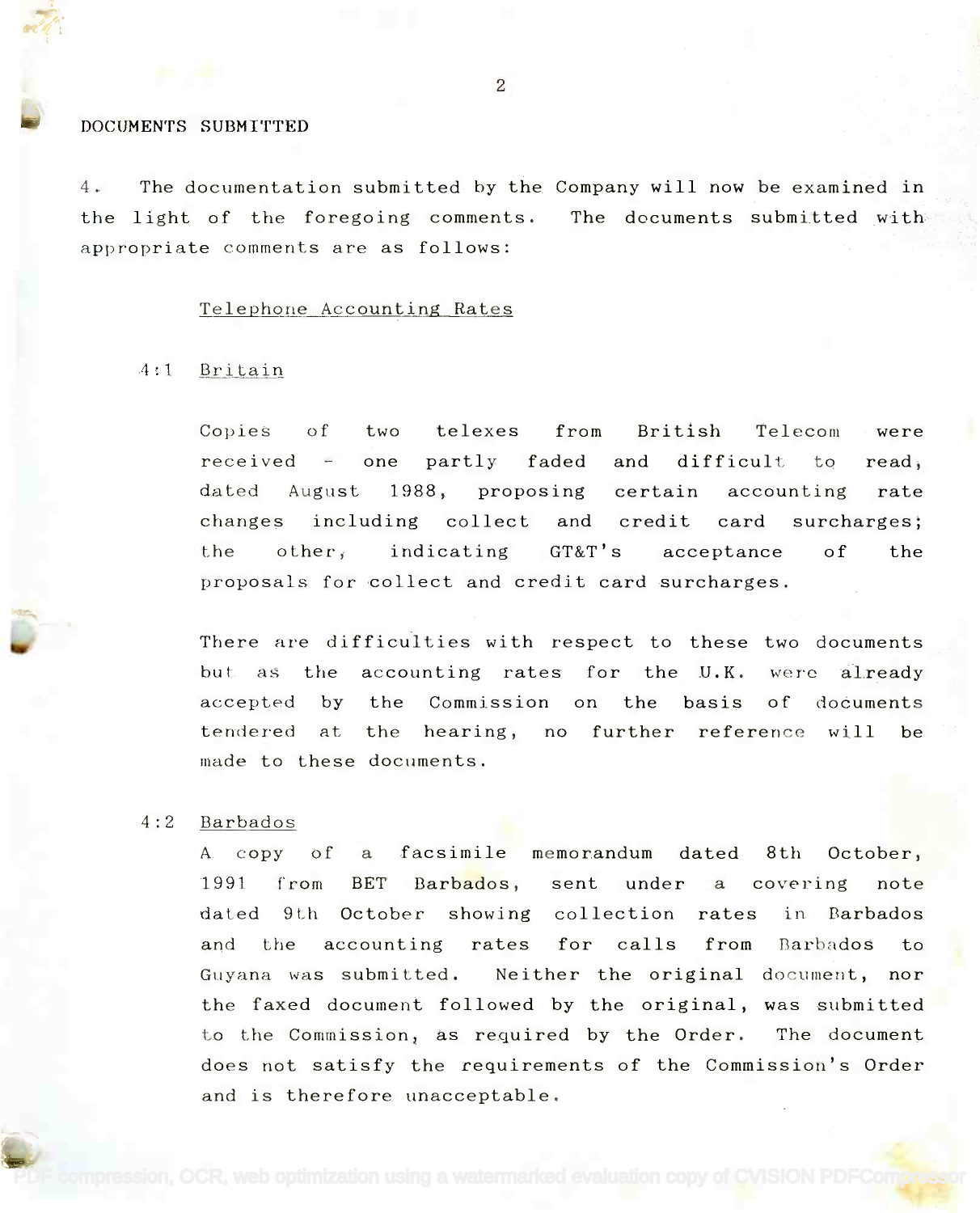## DOCUMENTS SUBMITTED

4. The documentation submitted by the Company will now be examined in the light of the foregoing comments. The documents submitted with appropriate comments are as follows:

### Telephone Accounting Rates

4:1 Britain

Copies of two telexes from British Telecom were received - one partly faded and difficult to read, dated August 1988, proposing certain accounting rate changes including collect and credit card surcharges; the other, indicating GT&T's acceptance of the proposals for collect and credit card surcharges.

There are difficulties with respect to these two documents but as the accounting rates for the U.K. were already accepted by the Commission on the basis of documents tendered at the hearing, no further reference will be made to these documents.

4:2 Barbados

A copy of a facsimile memorandum dated 8th October, 1991 from BET Barbados, sent under a covering note dated 9th October showing collection rates in Barbados and the accounting rates for calls from Barbados to Guyana was submitted. Neither the original document, nor the faxed document followed by the original, was submitted to the Commission, as required by the Order. The document does not satisfy the requirements of the Commission's Order and is therefore unacceptable.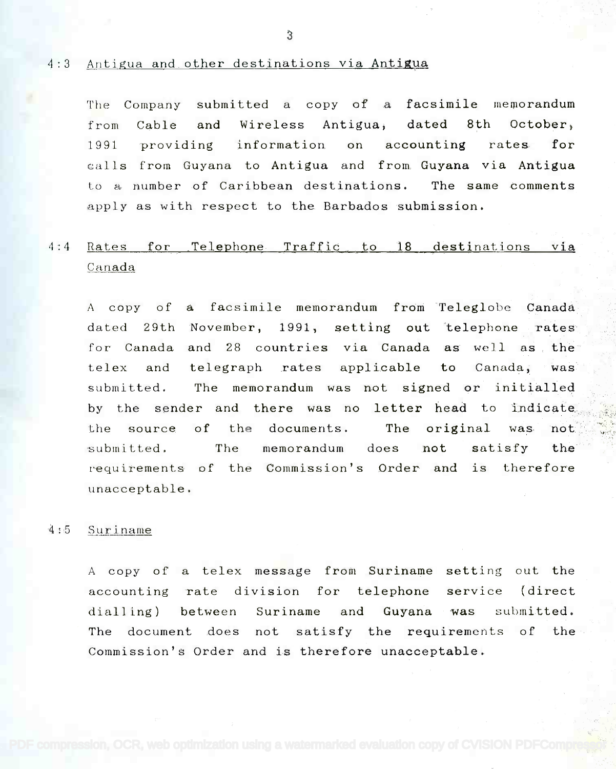### 4:3 Antigua and other destinations via Antigua

The Company submitted a copy of a facsimile memorandum from Cable and Wireless Antigua, dated 8th October, 1991 providing information on accounting rates for calls from Guyana to Antigua and from Guyana via Antigua to a number of Caribbean destinations. The same comments apply as with respect to the Barbados submission.

### 4:4 Rates for Telephone Traffic to 18 destinations via Canada

A copy of a facsimile memorandum from Teleglobe Canada dated 29th November, 1991, setting out telephone rates for Canada and 28 countries via Canada as well as the telex and telegraph rates applicable to Canada, was submitted. The memorandum was not signed or initialled by the sender and there was no letter head to indicate the source of the documents. The original was not submitted. The memorandum does not satisfy the requirements of the Commission's Order and is therefore unacceptable.

### 4:5 Suriname

A copy of a telex message from Suriname setting out the accounting rate division for telephone service (direct dialling) between Suriname and Guyana was submitted. The document does not satisfy the requirements of the Commission's Order and is therefore unacceptable.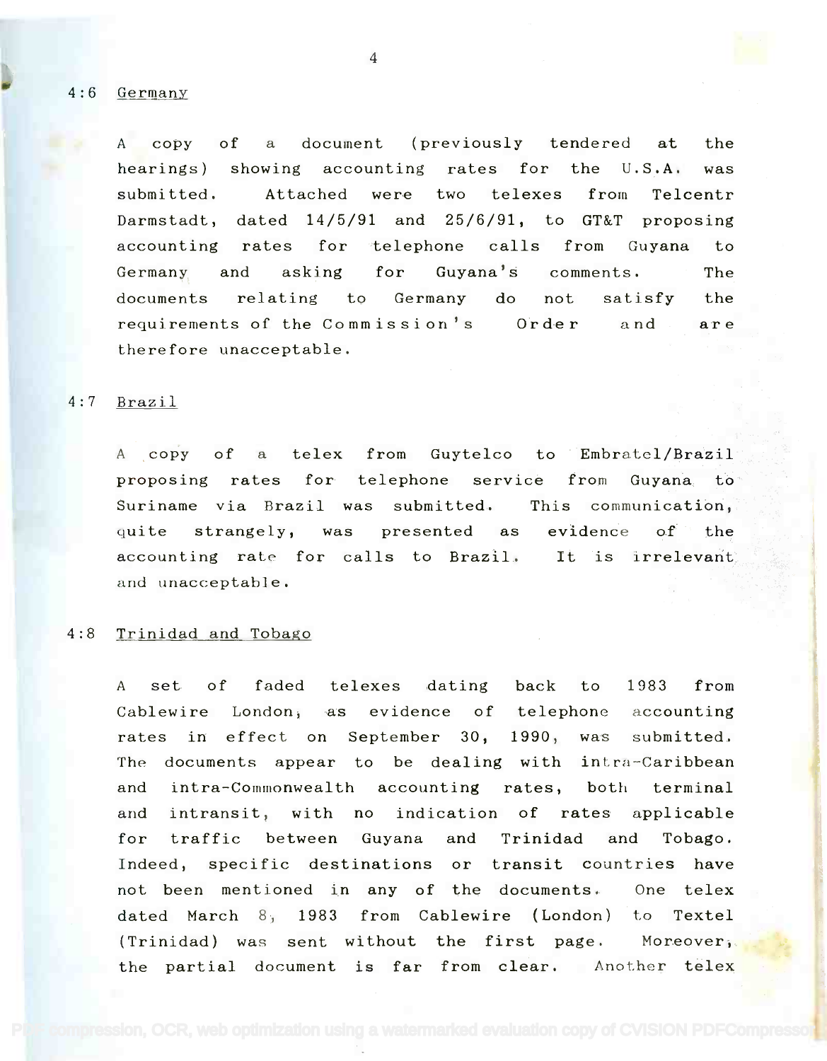4:6 Germany

A copy of a document (previously tendered at the hearings) showing accounting rates for the U.S.A. was submitted. Attached were two telexes from Telcentr Darmstadt, dated 14/5/91 and 25/6/91, to GT&T proposing accounting rates for telephone calls from Guyana to Germany and asking for Guyana's comments. The documents relating to Germany do not satisfy the requirements of the Commission's Order and are therefore unacceptable.

4:7 Brazil

A copy of a telex from Guytelco to Embratel/Brazil proposing rates for telephone service from Guyana to Suriname via Brazil was submitted. This communication, quite strangely, was presented as evidence of the accounting rate for calls to Brazil. It is irrelevant and unacceptable.

4:8 Trinidad and Tobago

A set of faded telexes dating back to 1983 from Cablewire London, as evidence of telephone accounting rates in effect on September 30, 1990, was submitted. The documents appear to be dealing with intra-Caribbean and intra-Commonwealth accounting rates, both terminal and intransit, with no indication of rates applicable for traffic between Guyana and Trinidad and Tobago. Indeed, specific destinations or transit countries have not been mentioned in any of the documents. One telex dated March 8, 1983 from Cablewire (London) to Textel (Trinidad) was sent without the first page. Moreover, the partial document is far from clear. Another telex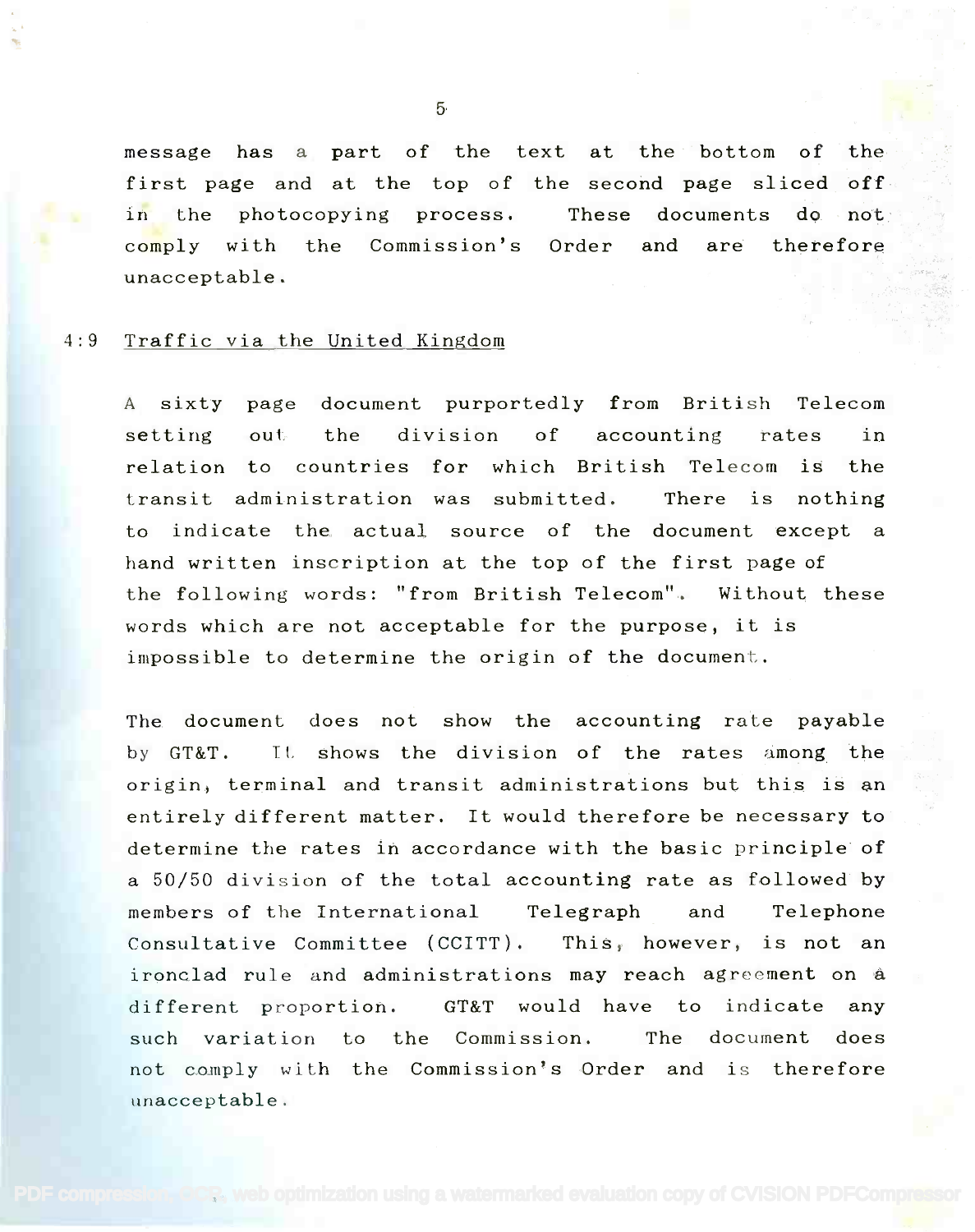message has a part of the text at the bottom of the first page and at the top of the second page sliced off in the photocopying process. These documents do not comply with the Commission's Order and are therefore unacceptable.

4:9 Traffic via the United Kingdom

A sixty page document purportedly from British Telecom setting out the division of accounting rates in relation to countries for which British Telecom is the transit administration was submitted. There is nothing to indicate the actual source of the document except a hand written inscription at the top of the first page of the following words: "from British Telecom". Without these words which are not acceptable for the purpose, it is impossible to determine the origin of the document.

The document does not show the accounting rate payable by GT&T. It shows the division of the rates among the origin, terminal and transit administrations but this is an entirely different matter. It would therefore be necessary to determine the rates in accordance with the basic principle of a 50/50 division of the total accounting rate as followed by members of the International Telegraph and Telephone Consultative Committee (CCITT). This, however, is not an ironclad rule and administrations may reach agreement on a different proportion. GT&T would have to indicate any such variation to the Commission. The document does not comply with the Commission's Order and is therefore unacceptable.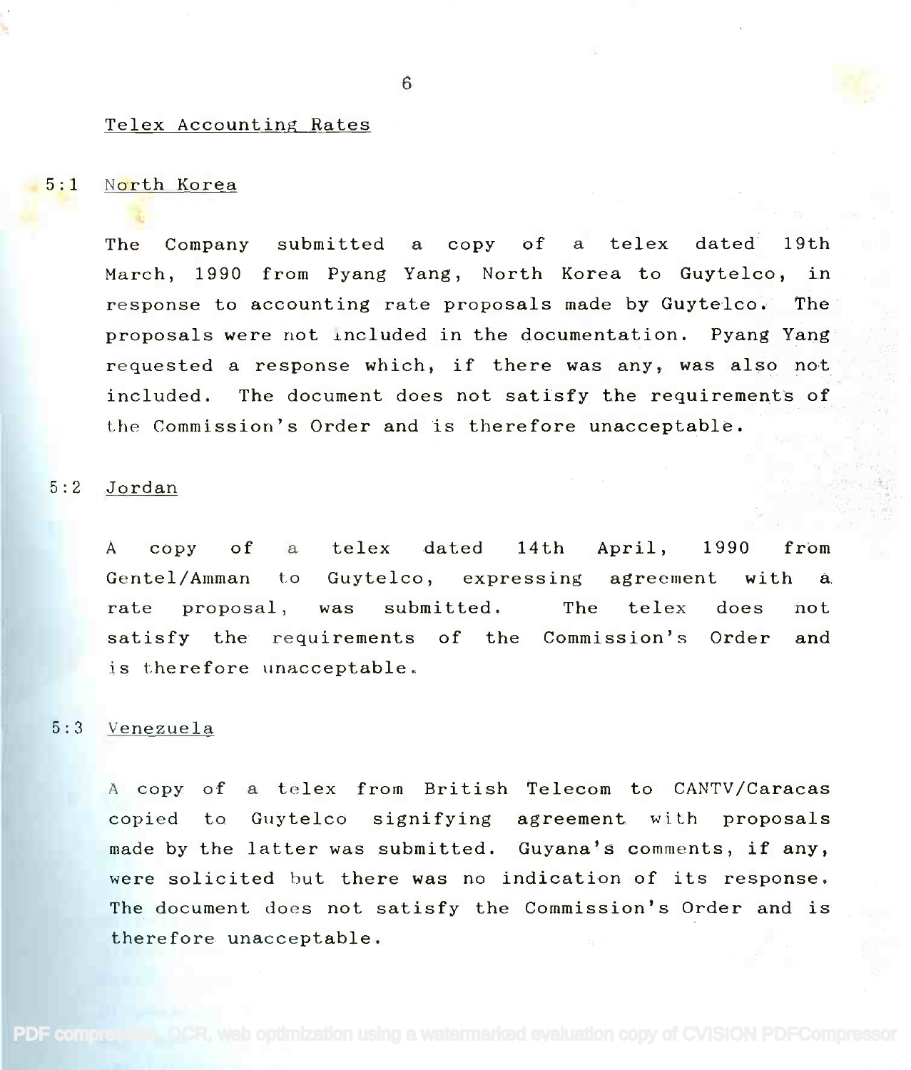## Telex Accounting Rates

### 5:1 North Korea

The Company submitted a copy of a telex dated 19th March, 1990 from Pyang Yang, North Korea to Guytelco, in response to accounting rate proposals made by Guytelco. The proposals were not included in the documentation. Pyang Yang requested a response which, if there was any, was also not included. The document does not satisfy the requirements of the Commission's Order and is therefore unacceptable.

### 5:2 Jordan

A copy of a telex dated 14th April, 1990 from Gentel/Amman to Guytelco, expressing agreement with a rate proposal, was submitted. The telex does not satisfy the requirements of the Commission's Order and is therefore unacceptable.

### 5:3 Venezuela

A copy of a telex from British Telecom to CANTV/Caracas copied to Guytelco signifying agreement with proposals made by the latter was submitted. Guyana's comments, if any, were solicited but there was no indication of its response. The document does not satisfy the Commission's Order and is therefore unacceptable.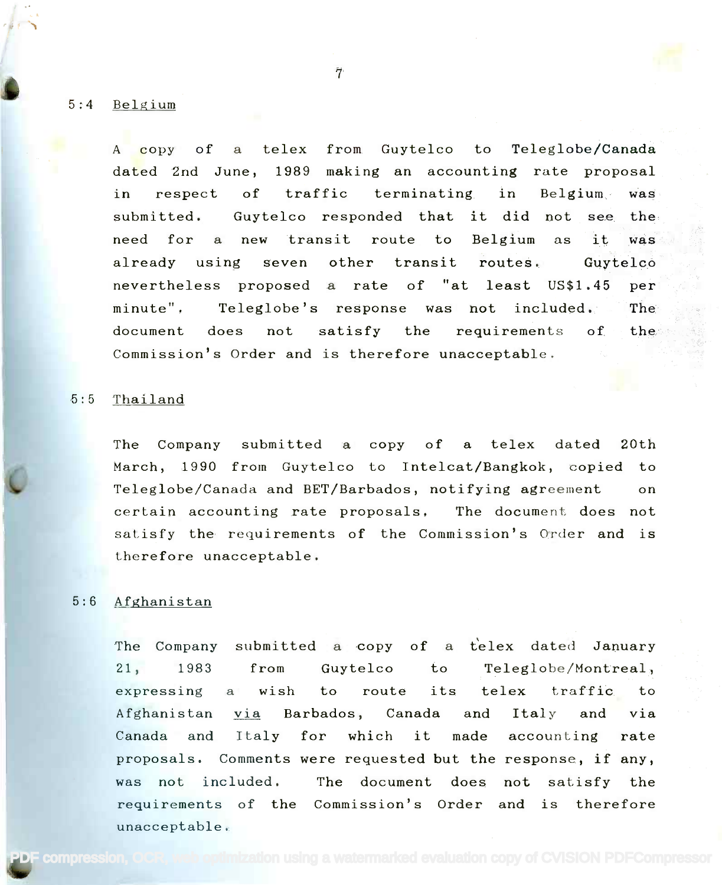### 5:4 Belgium

A copy of a telex from Guytelco to Teleglobe/Canada dated 2nd June, 1989 making an accounting rate proposal in respect of traffic terminating in Belgium was submitted. Guytelco responded that it did not see the need for a new transit route to Belgium as it was already using seven other transit routes. Guytelco nevertheless proposed a rate of "at least US$1.45 per minute". Teleglobe's response was not included. The document does not satisfy the requirements of the Commission's Order and is therefore unacceptable.

### 5:5 Thailand

The Company submitted a copy of a telex dated 20th March, 1990 from Guytelco to Intelcat/Bangkok, copied to Teleglobe/Canada and BET/Barbados, notifying agreement on certain accounting rate proposals. The document does not satisfy the requirements of the Commission's Order and is therefore unacceptable.

### 5:6 Afghanistan

The Company submitted a copy of a telex dated January 21, 1983 from Guytelco to Teleglobe/Montreal, expressing a wish to route its telex traffic to Afghanistan <u>via</u> Barbados, Canada and Italy and via Canada and Italy for which it made accounting rate proposals. Comments were requested but the response, if any, was not included. The document does not satisfy the requirements of the Commission's Order and is therefore unacceptable.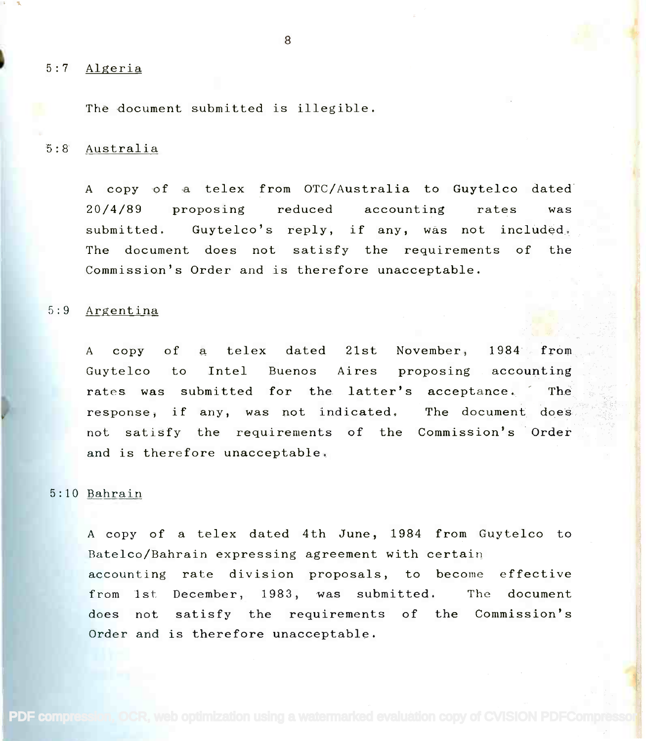5:7 Algeria

The document submitted is illegible.

5:8 Australia

A copy of a telex from OTC/Australia to Guytelco dated 20/4/89 proposing reduced accounting rates was submitted. Guytelco's reply, if any, was not included. The document does not satisfy the requirements of the Commission's Order and is therefore unacceptable.

5:9 Argentina

A copy of a telex dated 21st November, 1984 from Guytelco to Intel Buenos Aires proposing accounting rates was submitted for the latter's acceptance. The response, if any, was not indicated. The document does not satisfy the requirements of the Commission's Order and is therefore unacceptable.

5:10 Bahrain

A copy of a telex dated 4th June, 1984 from Guytelco to Batelco/Bahrain expressing agreement with certain accounting rate division proposals, to become effective from 1st December, 1983, was submitted. The document does not satisfy the requirements of the Commission's Order and is therefore unacceptable.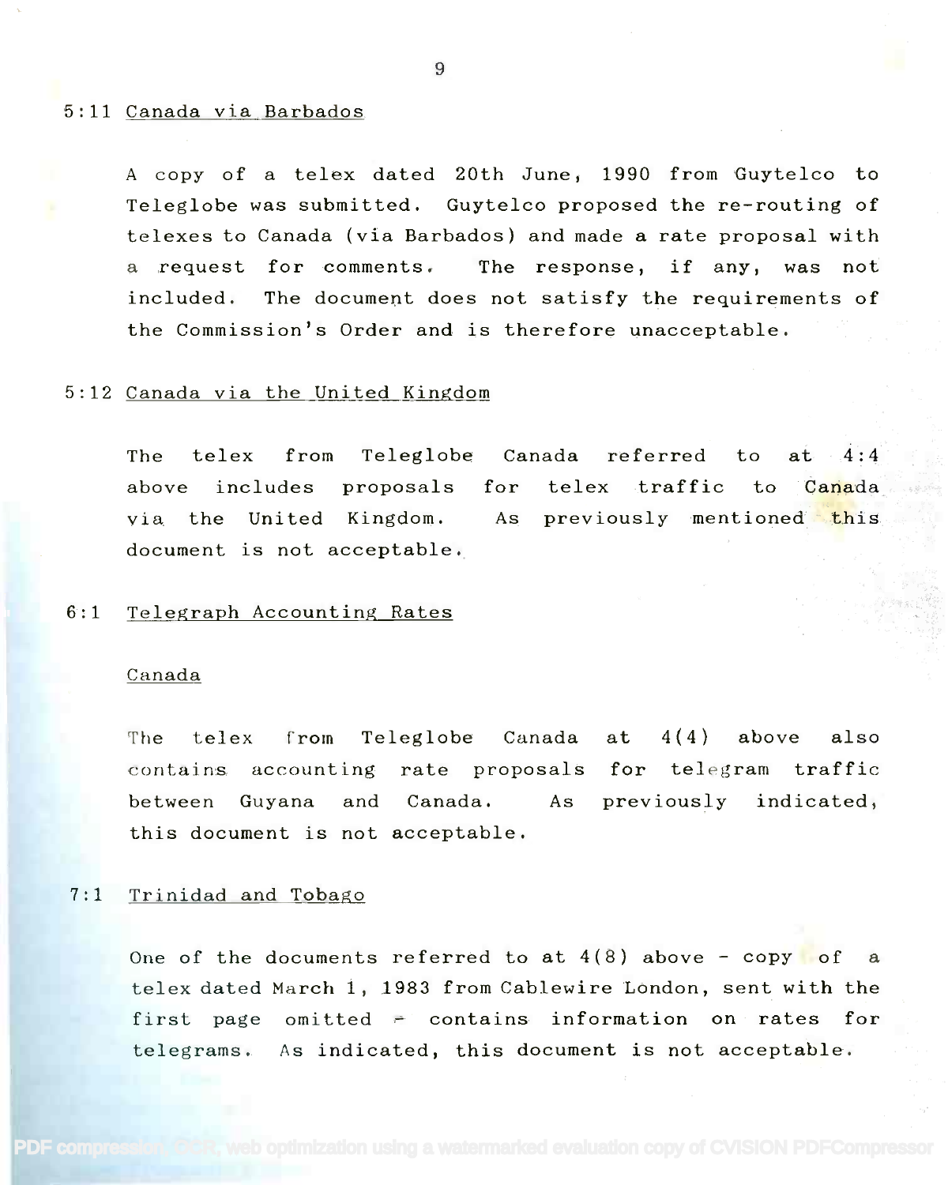5:11 Canada via Barbados

A copy of a telex dated 20th June, 1990 from Guytelco to Teleglobe was submitted. Guytelco proposed the re-routing of telexes to Canada (via Barbados) and made a rate proposal with a request for comments. The response, if any, was not included. The document does not satisfy the requirements of the Commission's Order and is therefore unacceptable.

5:12 Canada via the United Kingdom

The telex from Teleglobe Canada referred to at 4:4 above includes proposals for telex traffic to Canada via the United Kingdom. As previously mentioned this document is not acceptable.

6:1 Telegraph Accounting Rates

Canada

The telex from Teleglobe Canada at 4(4) above also contains accounting rate proposals for telegram traffic between Guyana and Canada. As previously indicated, this document is not acceptable.

7:1 Trinidad and Tobago

One of the documents referred to at 4(8) above - copy of a telex dated March 1, 1983 from Cablewire London, sent with the first page omitted - contains information on rates for telegrams. As indicated, this document is not acceptable.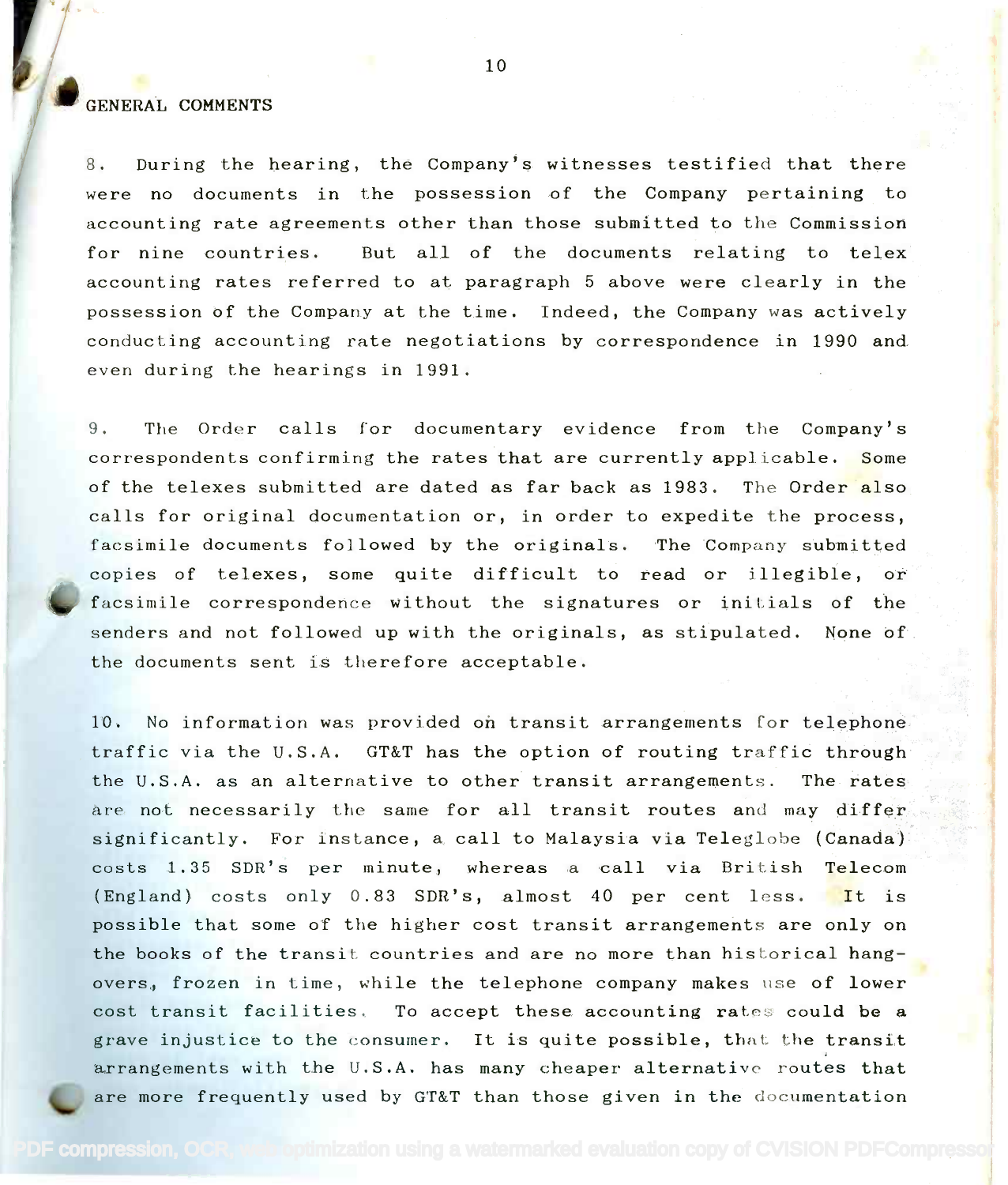## GENERAL COMMENTS

8. During the hearing, the Company's witnesses testified that there were no documents in the possession of the Company pertaining to accounting rate agreements other than those submitted to the Commission for nine countries. But all of the documents relating to telex accounting rates referred to at paragraph 5 above were clearly in the possession of the Company at the time. Indeed, the Company was actively conducting accounting rate negotiations by correspondence in 1990 and even during the hearings in 1991.

9. The Order calls for documentary evidence from the Company's correspondents confirming the rates that are currently applicable. Some of the telexes submitted are dated as far back as 1983. The Order also calls for original documentation or, in order to expedite the process, facsimile documents followed by the originals. The Company submitted copies of telexes, some quite difficult to read or illegible, or facsimile correspondence without the signatures or initials of the senders and not followed up with the originals, as stipulated. None of the documents sent is therefore acceptable.

10. No information was provided on transit arrangements for telephone traffic via the U.S.A. GT&T has the option of routing traffic through the U.S.A. as an alternative to other transit arrangements. The rates are not necessarily the same for all transit routes and may differ significantly. For instance, a call to Malaysia via Teleglobe (Canada) costs 1.35 SDR's per minute, whereas a call via British Telecom (England) costs only 0.83 SDR's, almost 40 per cent less. It is possible that some of the higher cost transit arrangements are only on the books of the transit countries and are no more than historical hang-overs, frozen in time, while the telephone company makes use of lower cost transit facilities. To accept these accounting rates could be a grave injustice to the consumer. It is quite possible, that the transit arrangements with the U.S.A. has many cheaper alternative routes that are more frequently used by GT&T than those given in the documentation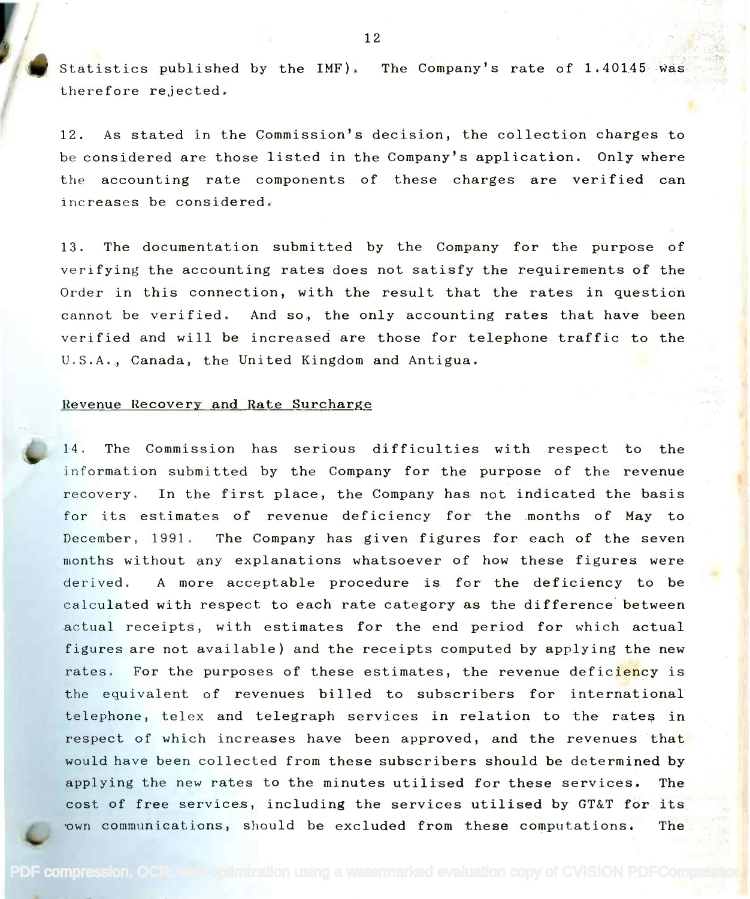Statistics published by the IMF). The Company's rate of 1.40145 was therefore rejected.

12. As stated in the Commission's decision, the collection charges to be considered are those listed in the Company's application. Only where the accounting rate components of these charges are verified can increases be considered.

13. The documentation submitted by the Company for the purpose of verifying the accounting rates does not satisfy the requirements of the Order in this connection, with the result that the rates in question cannot be verified. And so, the only accounting rates that have been verified and will be increased are those for telephone traffic to the U.S.A., Canada, the United Kingdom and Antigua.

## Revenue Recovery and Rate Surcharge

14. The Commission has serious difficulties with respect to the information submitted by the Company for the purpose of the revenue recovery. In the first place, the Company has not indicated the basis for its estimates of revenue deficiency for the months of May to December, 1991. The Company has given figures for each of the seven months without any explanations whatsoever of how these figures were derived. A more acceptable procedure is for the deficiency to be calculated with respect to each rate category as the difference between actual receipts, with estimates for the end period for which actual figures are not available) and the receipts computed by applying the new rates. For the purposes of these estimates, the revenue deficiency is the equivalent of revenues billed to subscribers for international telephone, telex and telegraph services in relation to the rates in respect of which increases have been approved, and the revenues that would have been collected from these subscribers should be determined by applying the new rates to the minutes utilised for these services. The cost of free services, including the services utilised by GT&T for its own communications, should be excluded from these computations. The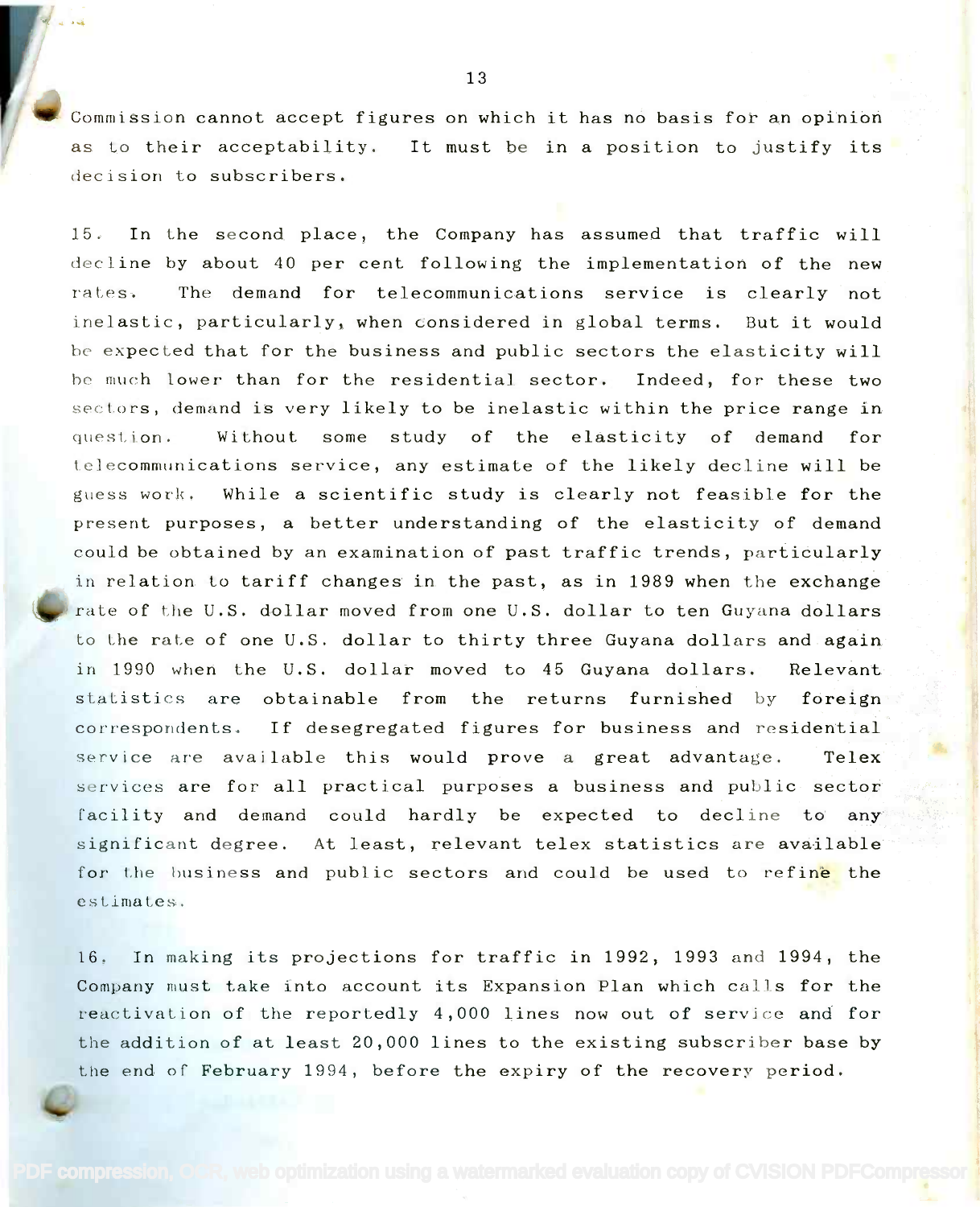Commission cannot accept figures on which it has no basis for an opinion as to their acceptability. It must be in a position to justify its decision to subscribers.

15. In the second place, the Company has assumed that traffic will decline by about 40 per cent following the implementation of the new rates. The demand for telecommunications service is clearly not inelastic, particularly, when considered in global terms. But it would be expected that for the business and public sectors the elasticity will be much lower than for the residential sector. Indeed, for these two sectors, demand is very likely to be inelastic within the price range in question. Without some study of the elasticity of demand for telecommunications service, any estimate of the likely decline will be guess work. While a scientific study is clearly not feasible for the present purposes, a better understanding of the elasticity of demand could be obtained by an examination of past traffic trends, particularly in relation to tariff changes in the past, as in 1989 when the exchange rate of the U.S. dollar moved from one U.S. dollar to ten Guyana dollars to the rate of one U.S. dollar to thirty three Guyana dollars and again in 1990 when the U.S. dollar moved to 45 Guyana dollars. Relevant statistics are obtainable from the returns furnished by foreign correspondents. If desegregated figures for business and residential service are available this would prove a great advantage. Telex services are for all practical purposes a business and public sector facility and demand could hardly be expected to decline to any significant degree. At least, relevant telex statistics are available for the business and public sectors and could be used to refine the estimates.

16. In making its projections for traffic in 1992, 1993 and 1994, the Company must take into account its Expansion Plan which calls for the reactivation of the reportedly 4,000 lines now out of service and for the addition of at least 20,000 lines to the existing subscriber base by the end of February 1994, before the expiry of the recovery period.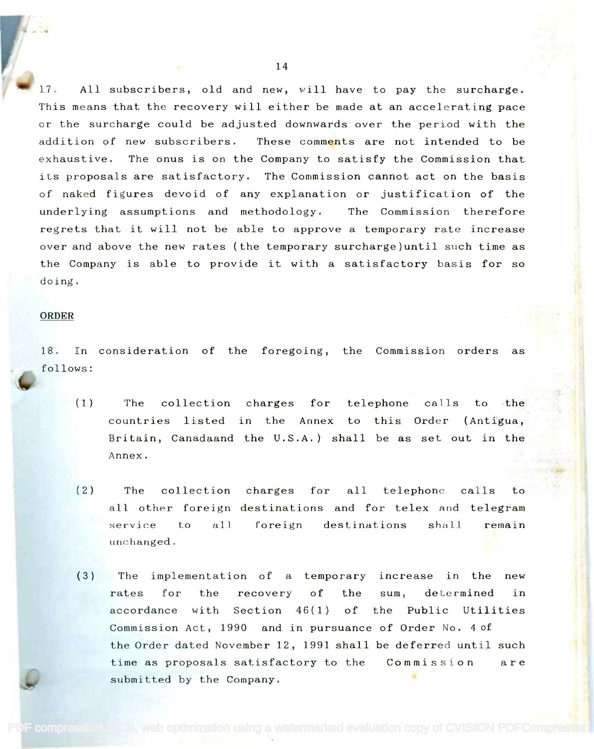17. All subscribers, old and new, will have to pay the surcharge. This means that the recovery will either be made at an accelerating pace or the surcharge could be adjusted downwards over the period with the addition of new subscribers. These comments are not intended to be exhaustive. The onus is on the Company to satisfy the Commission that its proposals are satisfactory. The Commission cannot act on the basis of naked figures devoid of any explanation or justification of the underlying assumptions and methodology. The Commission therefore regrets that it will not be able to approve a temporary rate increase over and above the new rates (the temporary surcharge)until such time as the Company is able to provide it with a satisfactory basis for so doing.

## ORDER

18. In consideration of the foregoing, the Commission orders as follows:

(1) The collection charges for telephone calls to the countries listed in the Annex to this Order (Antigua, Britain, Canadaand the U.S.A.) shall be as set out in the Annex.

(2) The collection charges for all telephone calls to all other foreign destinations and for telex and telegram service to all foreign destinations shall remain unchanged.

(3) The implementation of a temporary increase in the new rates for the recovery of the sum, determined in accordance with Section 46(1) of the Public Utilities Commission Act, 1990 and in pursuance of Order No. 4 of the Order dated November 12, 1991 shall be deferred until such time as proposals satisfactory to the Commission are submitted by the Company.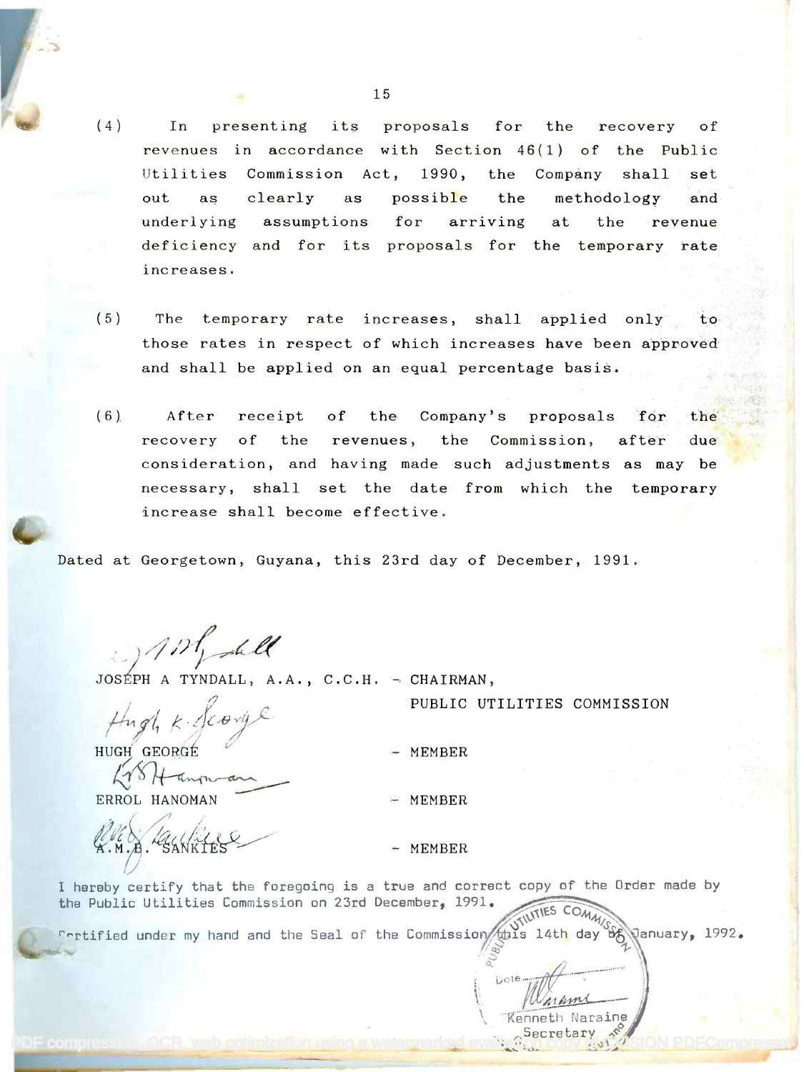(4) In presenting its proposals for the recovery of revenues in accordance with Section 46(1) of the Public Utilities Commission Act, 1990, the Company shall set out as clearly as possible the methodology and underlying assumptions for arriving at the revenue deficiency and for its proposals for the temporary rate increases.

(5) The temporary rate increases, shall applied only to those rates in respect of which increases have been approved and shall be applied on an equal percentage basis.

(6) After receipt of the Company's proposals for the recovery of the revenues, the Commission, after due consideration, and having made such adjustments as may be necessary, shall set the date from which the temporary increase shall become effective.

Dated at Georgetown, Guyana, this 23rd day of December, 1991.

JOSEPH A TYNDALL, A.A., C.C.H. - CHAIRMAN,
PUBLIC UTILITIES COMMISSION

HUGH GEORGE - MEMBER

ERROL HANOMAN - MEMBER

A.M.B. SANKIES - MEMBER

I hereby certify that the foregoing is a true and correct copy of the Order made by the Public Utilities Commission on 23rd December, 1991.

Certified under my hand and the Seal of the Commission this 14th day of January, 1992.

Kenneth Naraine
Secretary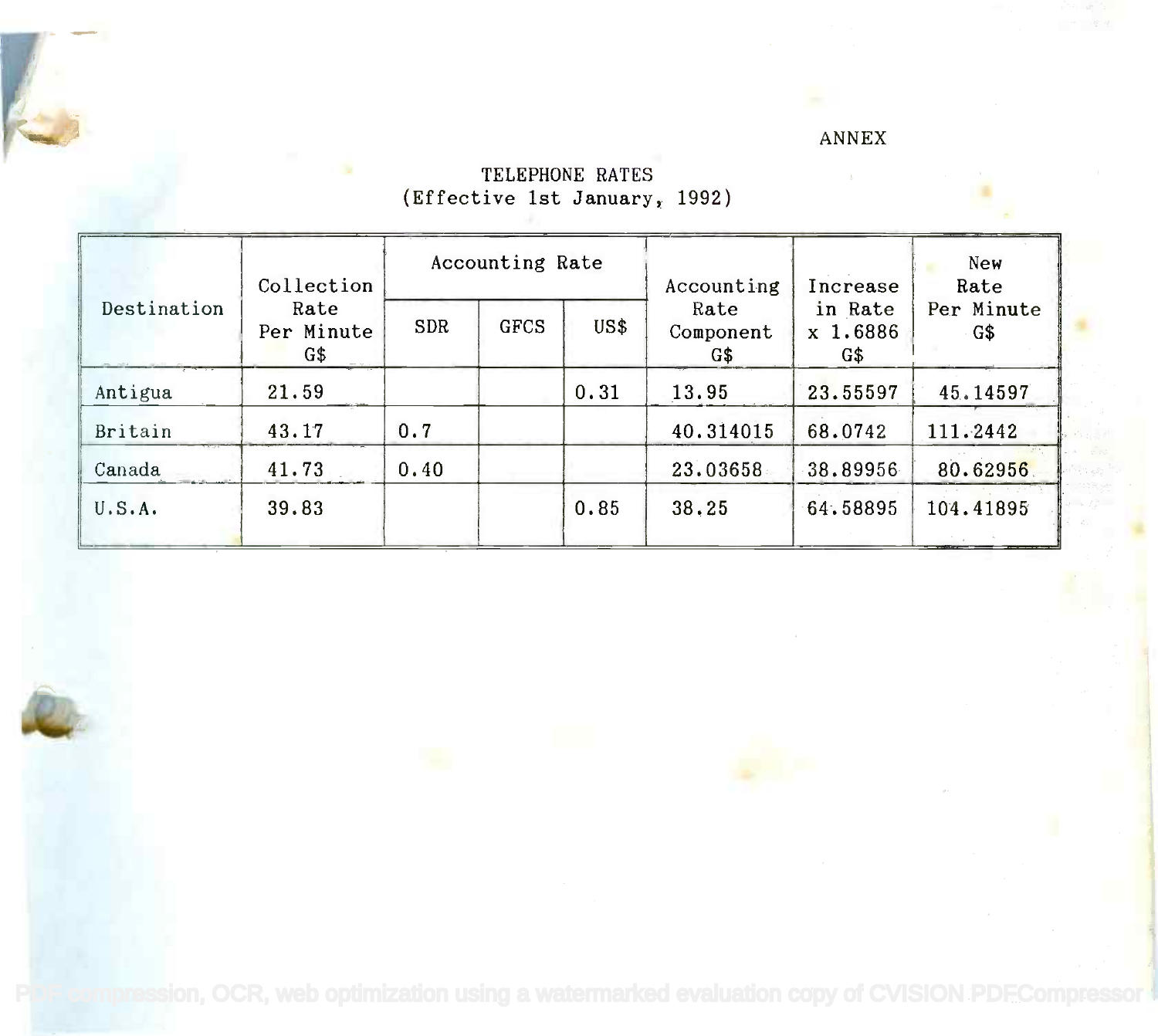ANNEX

# TELEPHONE RATES
(Effective 1st January, 1992)

| Destination | Collection Rate Per Minute G$ | Accounting Rate | | | Accounting Rate Component G$ | Increase in Rate x 1.6886 G$ | New Rate Per Minute G$ |
|---|---|---|---|---|---|---|---|
| | | SDR | GFCS | US$ | | | |
| Antigua | 21.59 | | | 0.31 | 13.95 | 23.55597 | 45.14597 |
| Britain | 43.17 | 0.7 | | | 40.314015 | 68.0742 | 111.2442 |
| Canada | 41.73 | 0.40 | | | 23.03658 | 38.89956 | 80.62956 |
| U.S.A. | 39.83 | | | 0.85 | 38.25 | 64.58895 | 104.41895 |